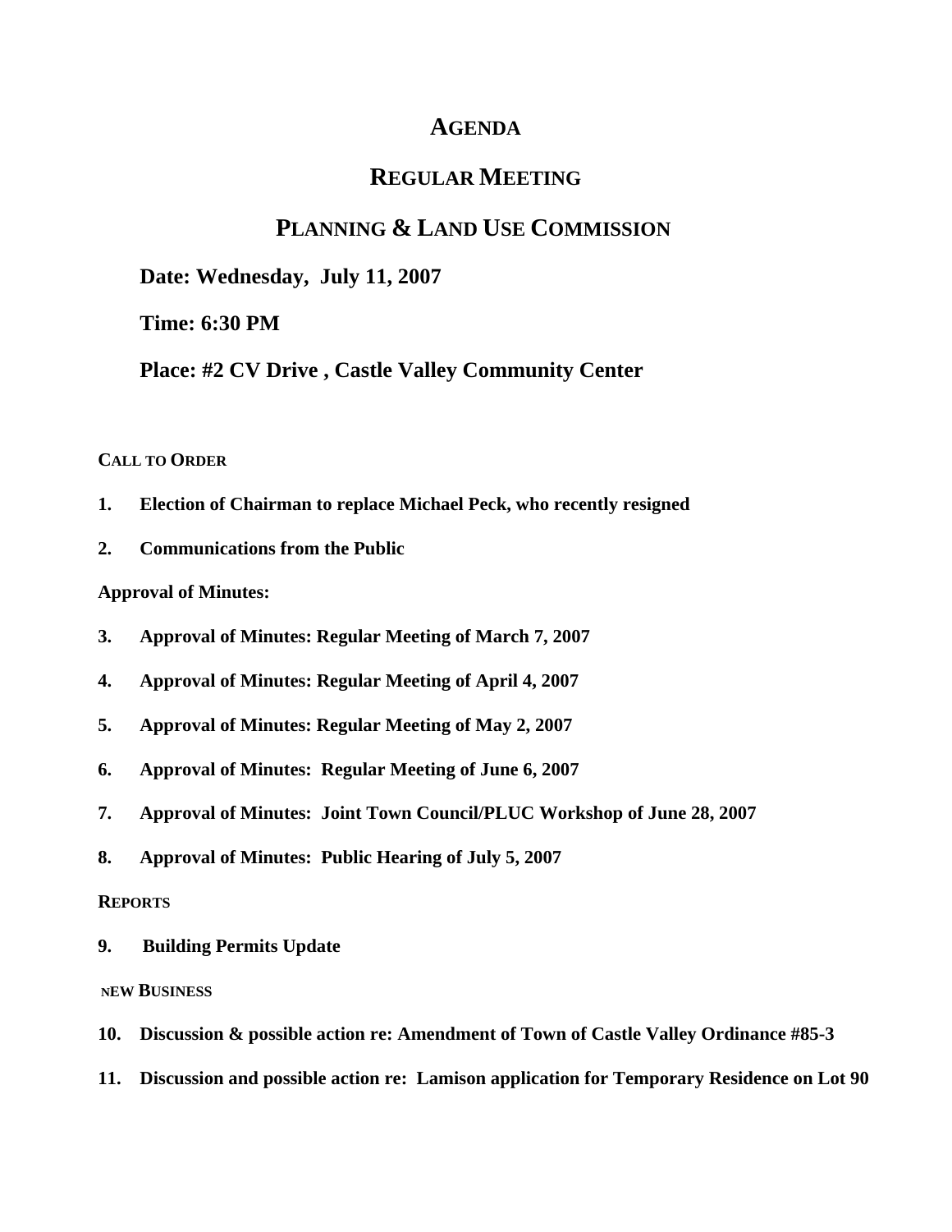# AGENDA

## REGULAR MEETING

## PLANNING & LAND USE COMMISSION

**Date: Wednesday, July 11, 2007**

**Time: 6:30 PM**

**Place: #2 CV Drive , Castle Valley Community Center**

**CALL TO ORDER**

**1. Election of Chairman to replace Michael Peck, who recently resigned**

**2. Communications from the Public**

**Approval of Minutes:**

**3. Approval of Minutes: Regular Meeting of March 7, 2007**

**4. Approval of Minutes: Regular Meeting of April 4, 2007**

**5. Approval of Minutes: Regular Meeting of May 2, 2007**

**6. Approval of Minutes: Regular Meeting of June 6, 2007**

**7. Approval of Minutes: Joint Town Council/PLUC Workshop of June 28, 2007**

**8. Approval of Minutes: Public Hearing of July 5, 2007**

**REPORTS**

**9. Building Permits Update**

**NEW BUSINESS**

**10. Discussion & possible action re: Amendment of Town of Castle Valley Ordinance #85-3**

**11. Discussion and possible action re: Lamison application for Temporary Residence on Lot 90**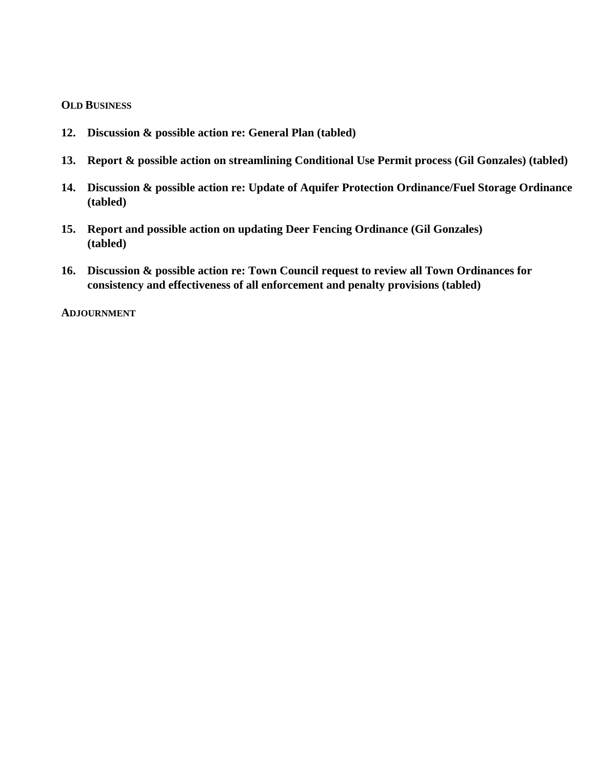**OLD BUSINESS**

**12. Discussion & possible action re: General Plan (tabled)**

**13. Report & possible action on streamlining Conditional Use Permit process (Gil Gonzales) (tabled)**

**14. Discussion & possible action re: Update of Aquifer Protection Ordinance/Fuel Storage Ordinance (tabled)**

**15. Report and possible action on updating Deer Fencing Ordinance (Gil Gonzales) (tabled)**

**16. Discussion & possible action re: Town Council request to review all Town Ordinances for consistency and effectiveness of all enforcement and penalty provisions (tabled)**

**ADJOURNMENT**